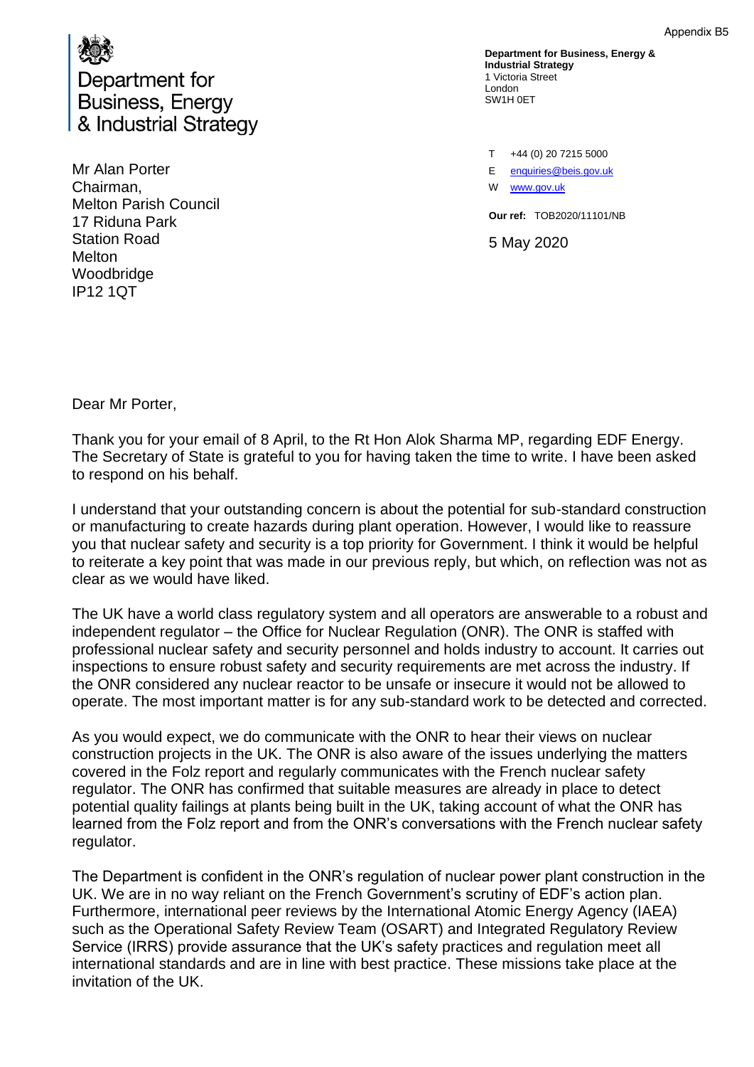Appendix B5

Department for Business, Energy & Industrial Strategy

**Department for Business, Energy & Industrial Strategy**
1 Victoria Street
London
SW1H 0ET

T +44 (0) 20 7215 5000
E enquiries@beis.gov.uk
W www.gov.uk

**Our ref:** TOB2020/11101/NB

5 May 2020

Mr Alan Porter
Chairman,
Melton Parish Council
17 Riduna Park
Station Road
Melton
Woodbridge
IP12 1QT

Dear Mr Porter,

Thank you for your email of 8 April, to the Rt Hon Alok Sharma MP, regarding EDF Energy. The Secretary of State is grateful to you for having taken the time to write. I have been asked to respond on his behalf.

I understand that your outstanding concern is about the potential for sub-standard construction or manufacturing to create hazards during plant operation. However, I would like to reassure you that nuclear safety and security is a top priority for Government. I think it would be helpful to reiterate a key point that was made in our previous reply, but which, on reflection was not as clear as we would have liked.

The UK have a world class regulatory system and all operators are answerable to a robust and independent regulator – the Office for Nuclear Regulation (ONR). The ONR is staffed with professional nuclear safety and security personnel and holds industry to account. It carries out inspections to ensure robust safety and security requirements are met across the industry. If the ONR considered any nuclear reactor to be unsafe or insecure it would not be allowed to operate. The most important matter is for any sub-standard work to be detected and corrected.

As you would expect, we do communicate with the ONR to hear their views on nuclear construction projects in the UK. The ONR is also aware of the issues underlying the matters covered in the Folz report and regularly communicates with the French nuclear safety regulator. The ONR has confirmed that suitable measures are already in place to detect potential quality failings at plants being built in the UK, taking account of what the ONR has learned from the Folz report and from the ONR's conversations with the French nuclear safety regulator.

The Department is confident in the ONR's regulation of nuclear power plant construction in the UK. We are in no way reliant on the French Government's scrutiny of EDF's action plan. Furthermore, international peer reviews by the International Atomic Energy Agency (IAEA) such as the Operational Safety Review Team (OSART) and Integrated Regulatory Review Service (IRRS) provide assurance that the UK's safety practices and regulation meet all international standards and are in line with best practice. These missions take place at the invitation of the UK.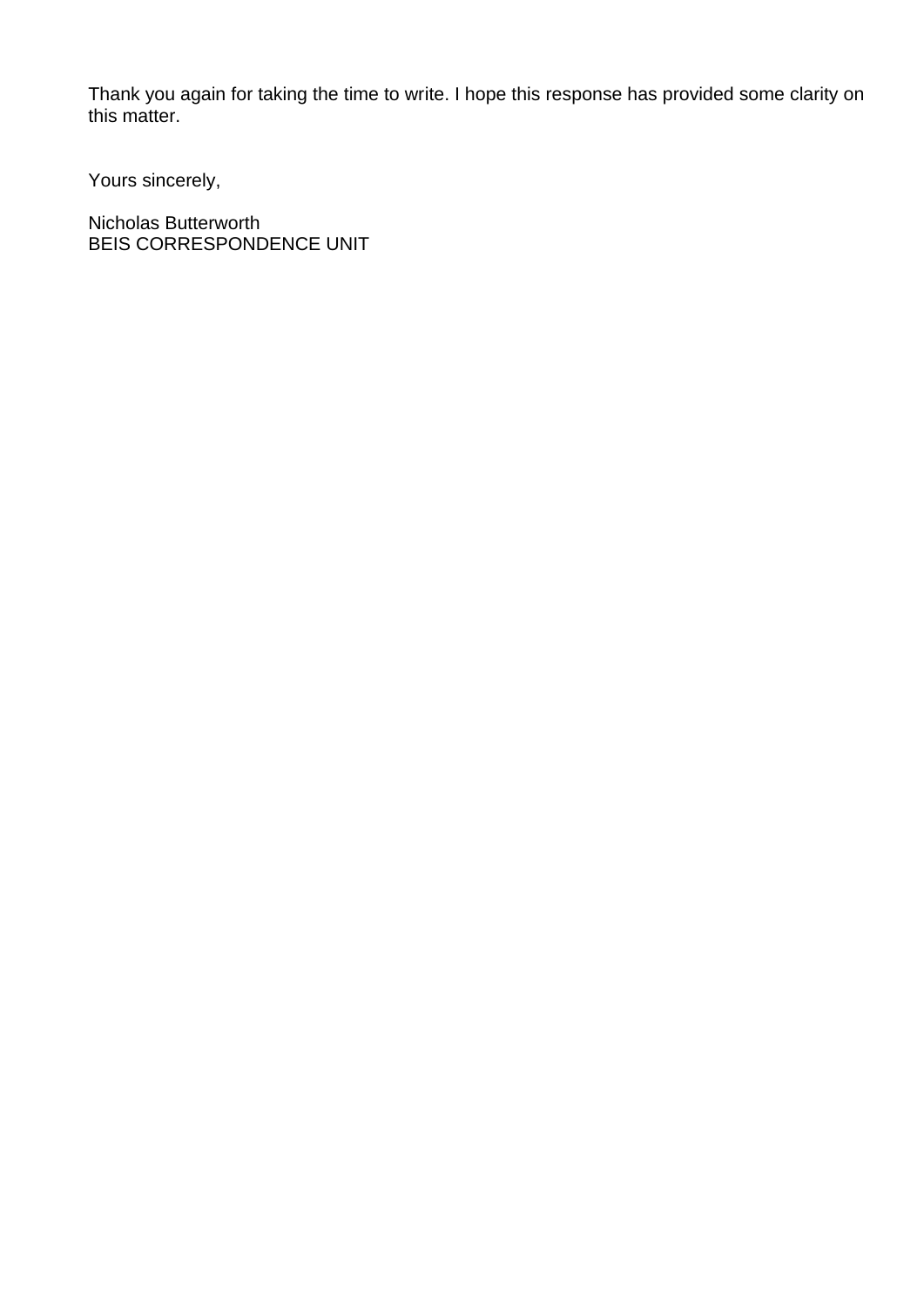Thank you again for taking the time to write. I hope this response has provided some clarity on this matter.

Yours sincerely,

Nicholas Butterworth
BEIS CORRESPONDENCE UNIT